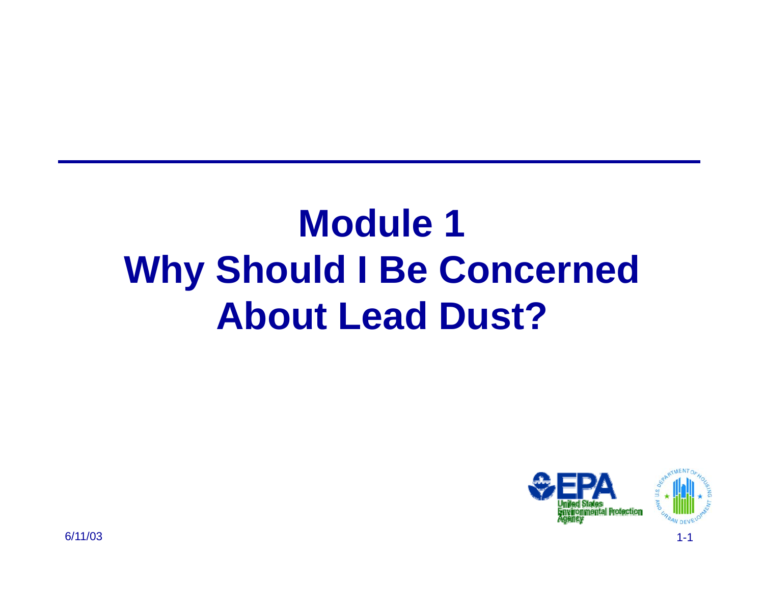# Module 1
# Why Should I Be Concerned About Lead Dust?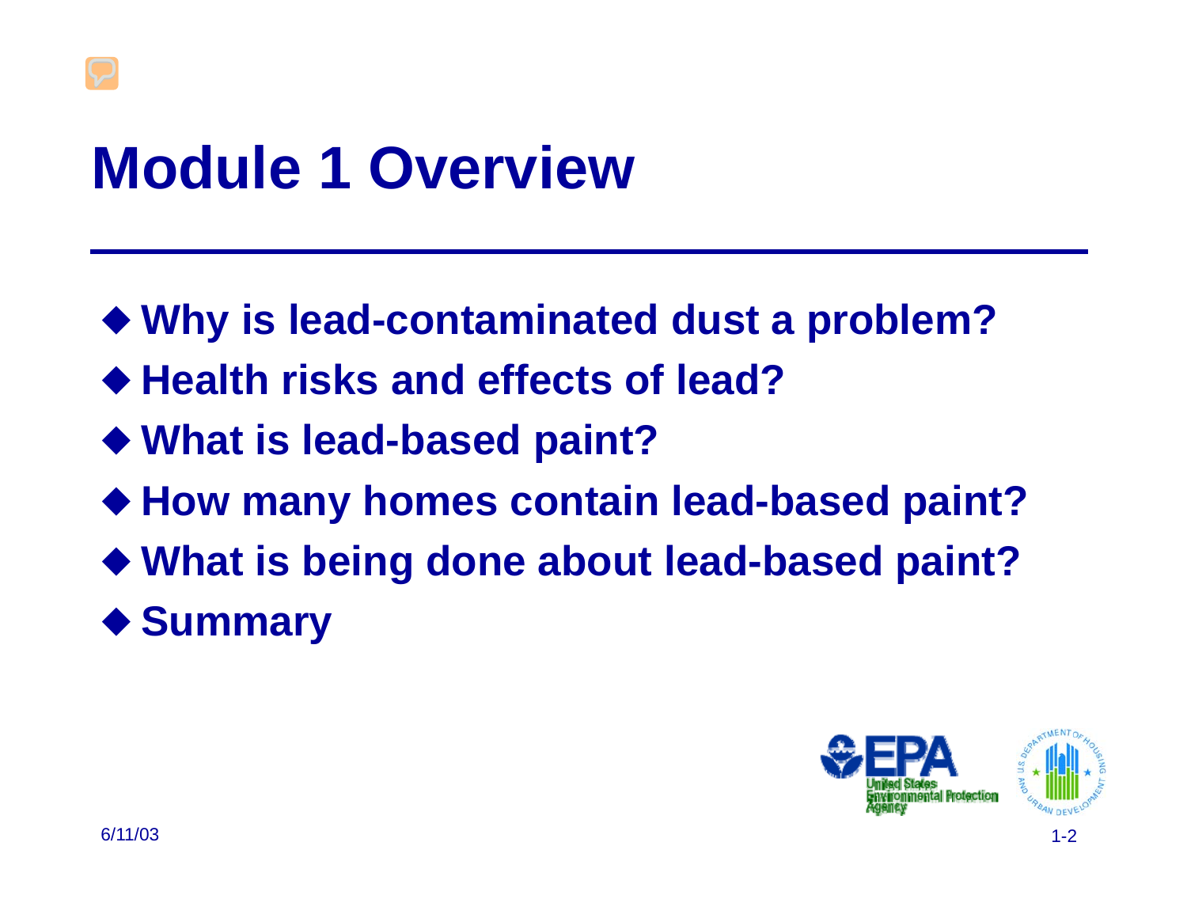# Module 1 Overview

- Why is lead-contaminated dust a problem?
- Health risks and effects of lead?
- What is lead-based paint?
- How many homes contain lead-based paint?
- What is being done about lead-based paint?
- Summary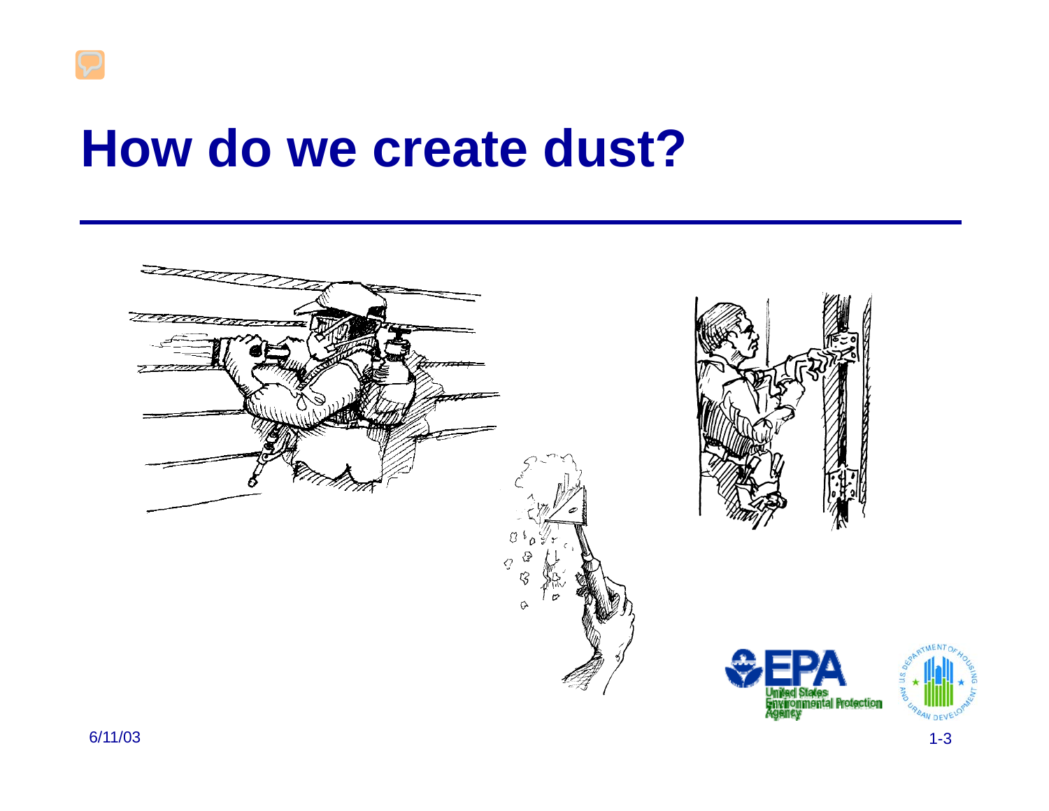# How do we create dust?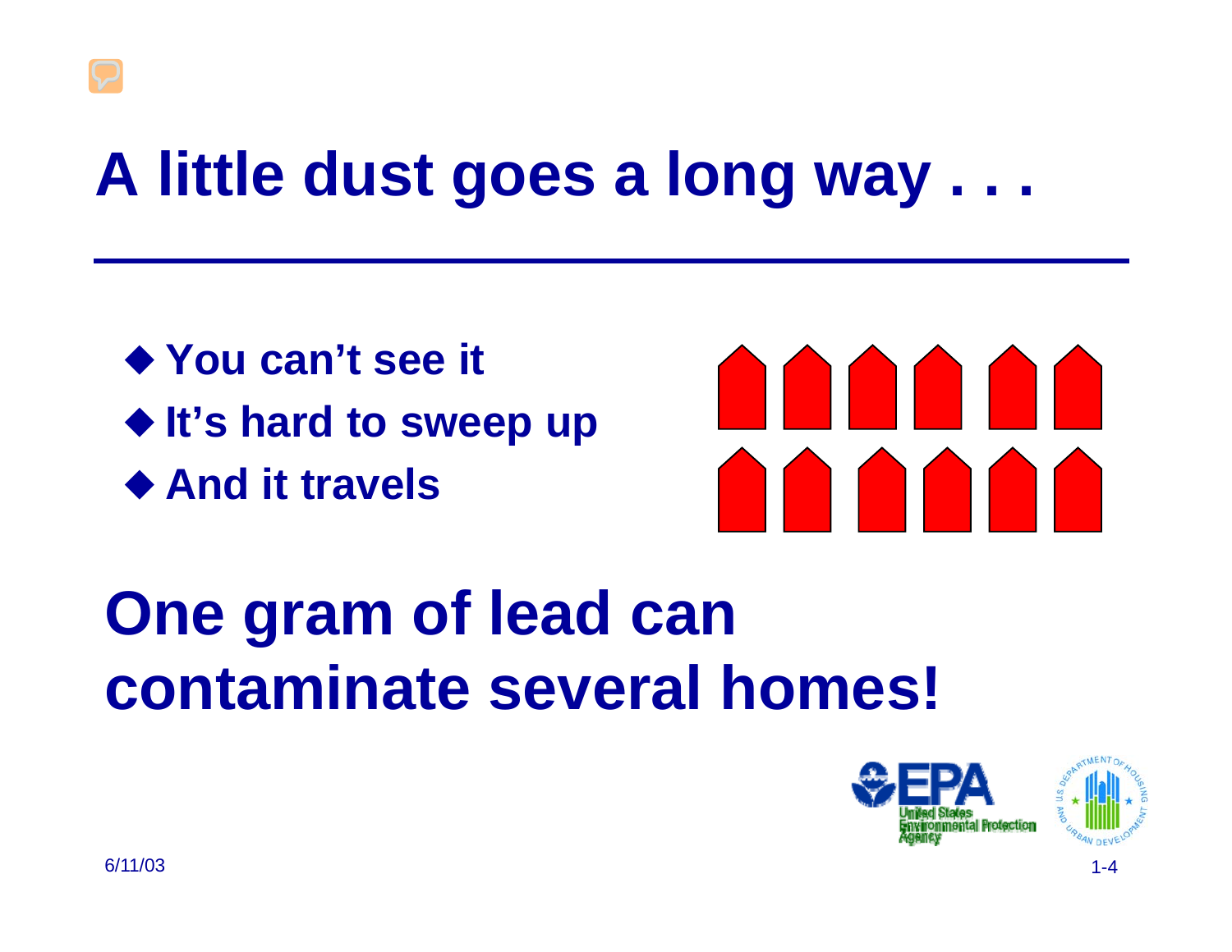# A little dust goes a long way . . .

- You can't see it
- It's hard to sweep up
- And it travels

**One gram of lead can contaminate several homes!**

6/11/03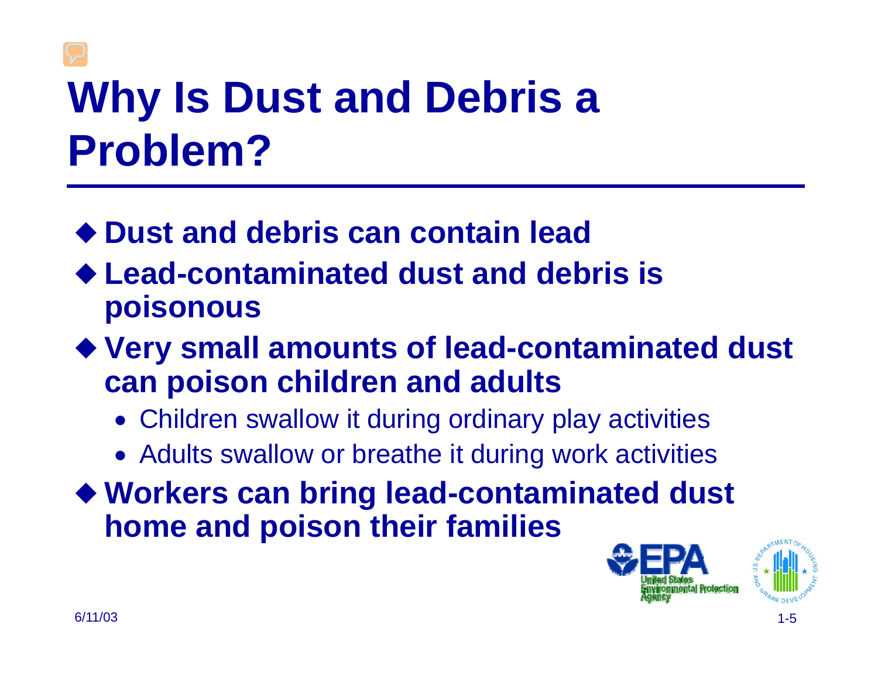# Why Is Dust and Debris a Problem?

- **Dust and debris can contain lead**
- **Lead-contaminated dust and debris is poisonous**
- **Very small amounts of lead-contaminated dust can poison children and adults**
  - Children swallow it during ordinary play activities
  - Adults swallow or breathe it during work activities
- **Workers can bring lead-contaminated dust home and poison their families**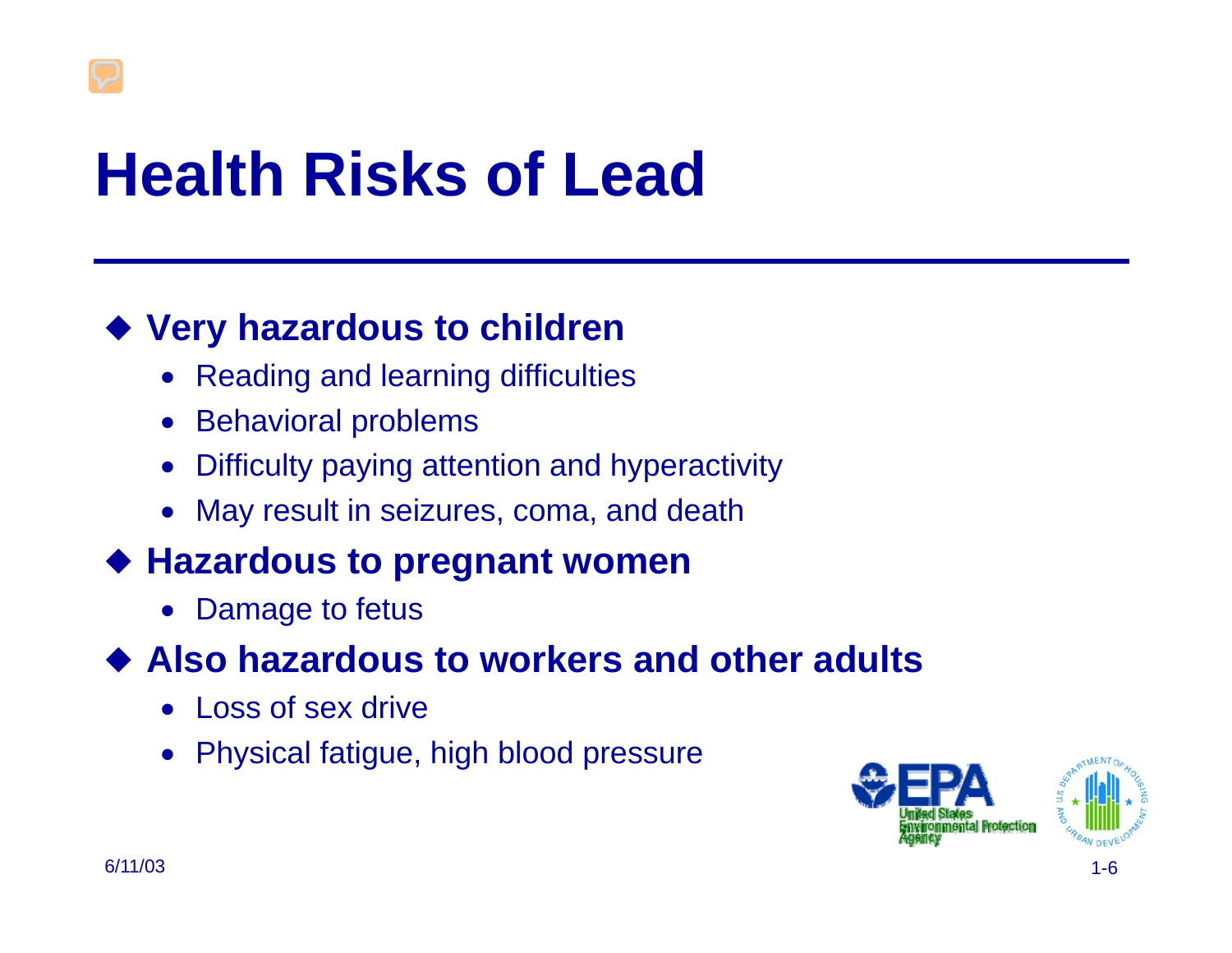# Health Risks of Lead

- **Very hazardous to children**
  - Reading and learning difficulties
  - Behavioral problems
  - Difficulty paying attention and hyperactivity
  - May result in seizures, coma, and death
- **Hazardous to pregnant women**
  - Damage to fetus
- **Also hazardous to workers and other adults**
  - Loss of sex drive
  - Physical fatigue, high blood pressure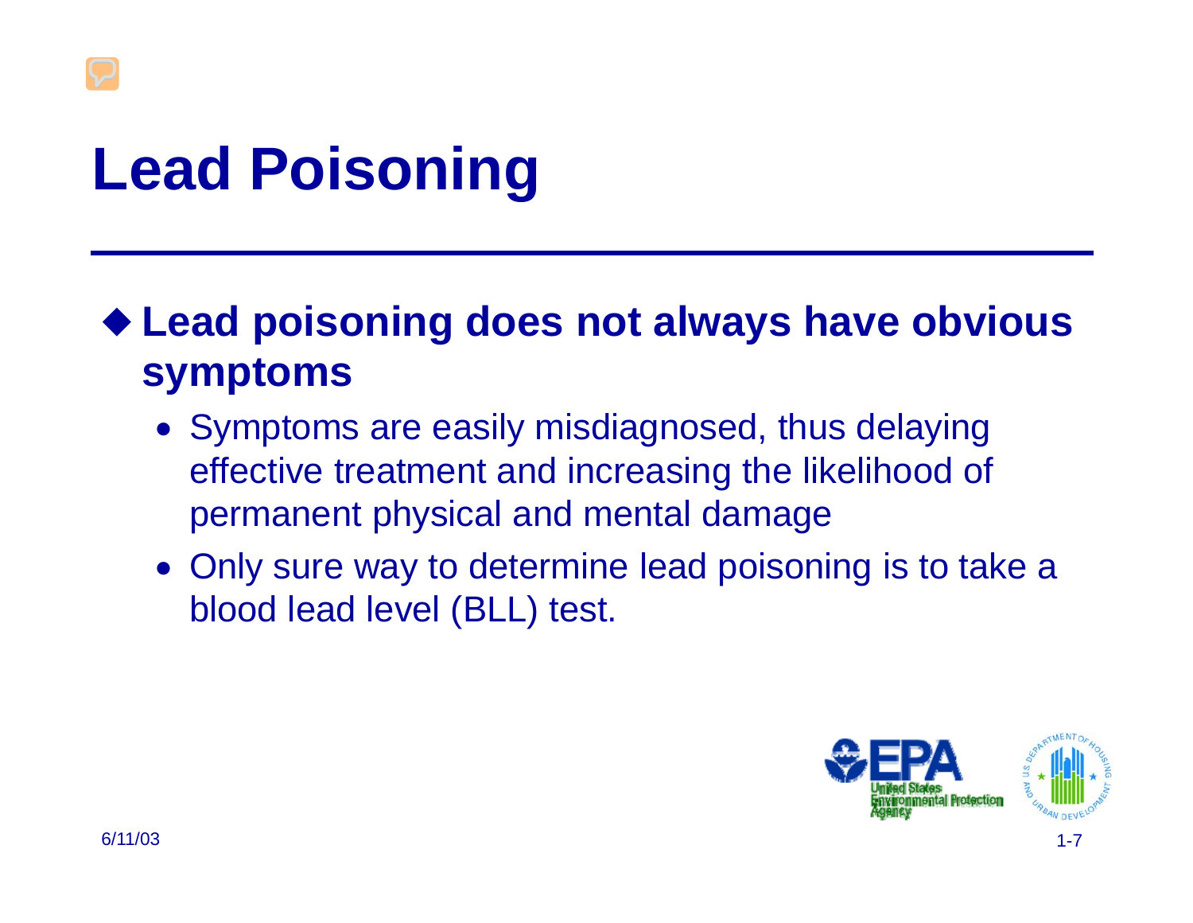# Lead Poisoning

- **Lead poisoning does not always have obvious symptoms**
  - Symptoms are easily misdiagnosed, thus delaying effective treatment and increasing the likelihood of permanent physical and mental damage
  - Only sure way to determine lead poisoning is to take a blood lead level (BLL) test.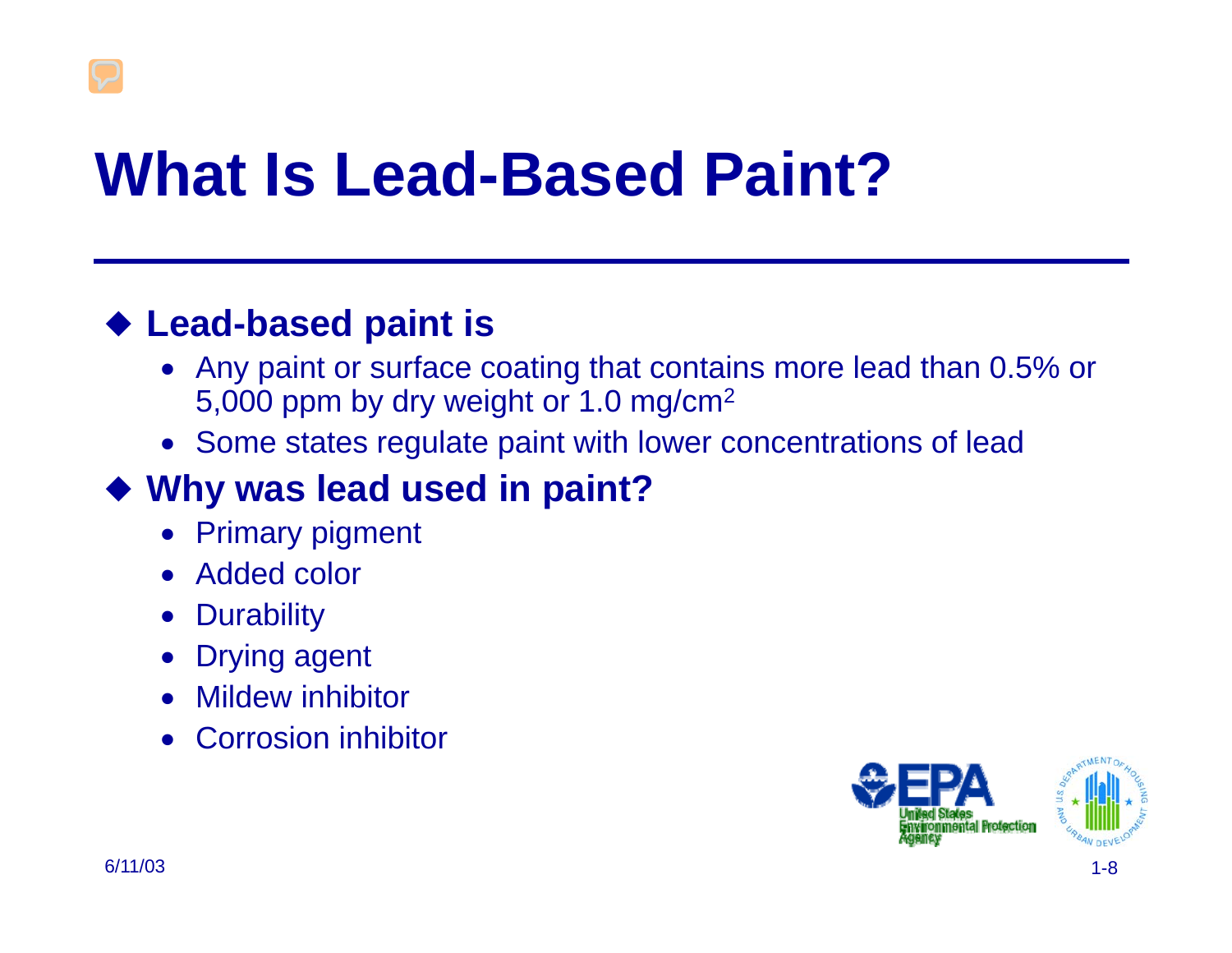# What Is Lead-Based Paint?

- **Lead-based paint is**
  - Any paint or surface coating that contains more lead than 0.5% or 5,000 ppm by dry weight or 1.0 $mg/cm^2$
  - Some states regulate paint with lower concentrations of lead
- **Why was lead used in paint?**
  - Primary pigment
  - Added color
  - Durability
  - Drying agent
  - Mildew inhibitor
  - Corrosion inhibitor

6/11/03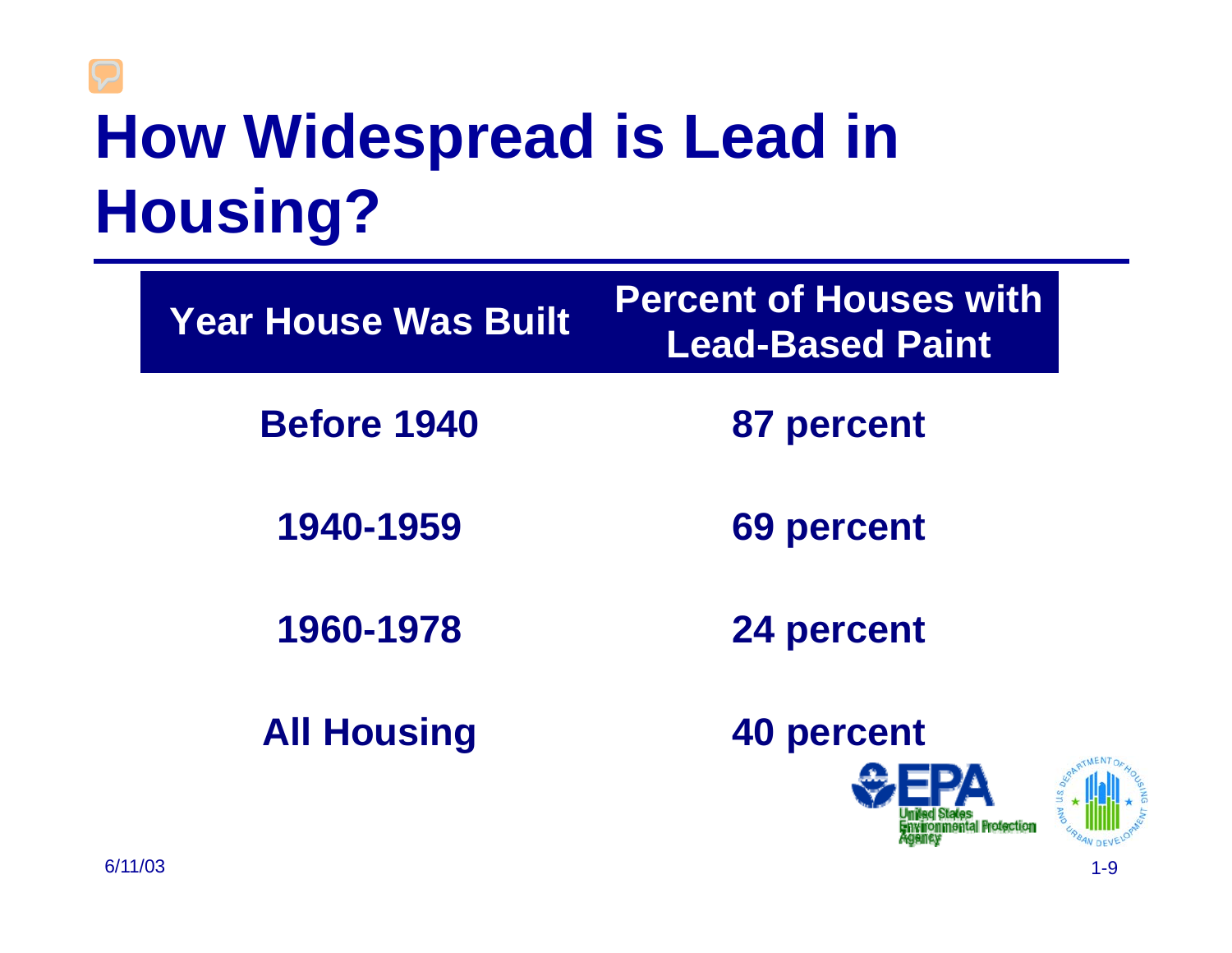# How Widespread is Lead in Housing?

| Year House Was Built | Percent of Houses with Lead-Based Paint |
|---|---|
| Before 1940 | 87 percent |
| 1940-1959 | 69 percent |
| 1960-1978 | 24 percent |
| All Housing | 40 percent |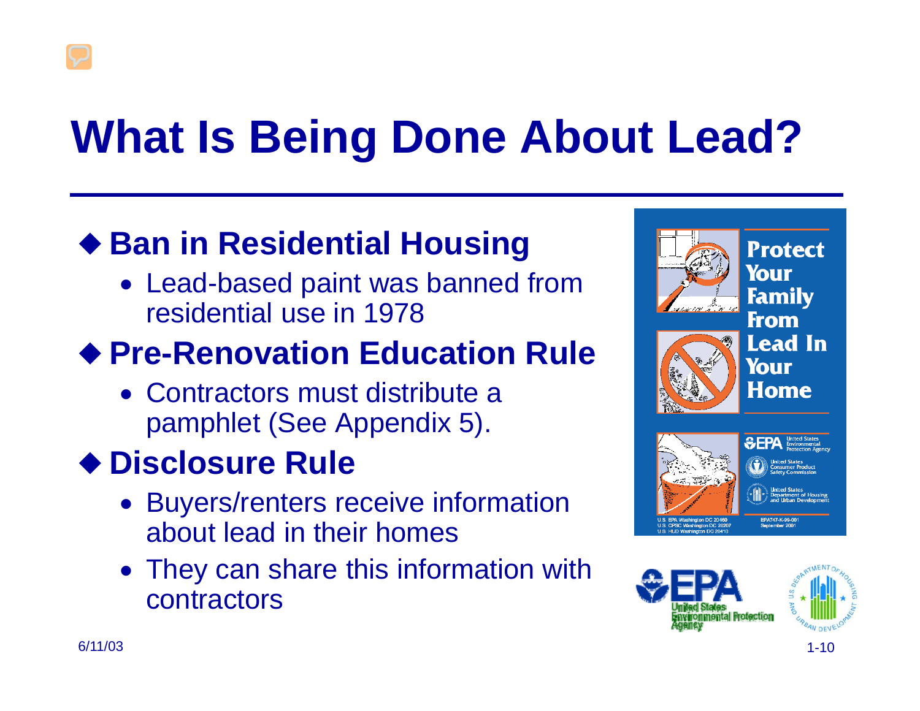# What Is Being Done About Lead?

- **Ban in Residential Housing**
  - Lead-based paint was banned from residential use in 1978
- **Pre-Renovation Education Rule**
  - Contractors must distribute a pamphlet (See Appendix 5).
- **Disclosure Rule**
  - Buyers/renters receive information about lead in their homes
  - They can share this information with contractors

6/11/03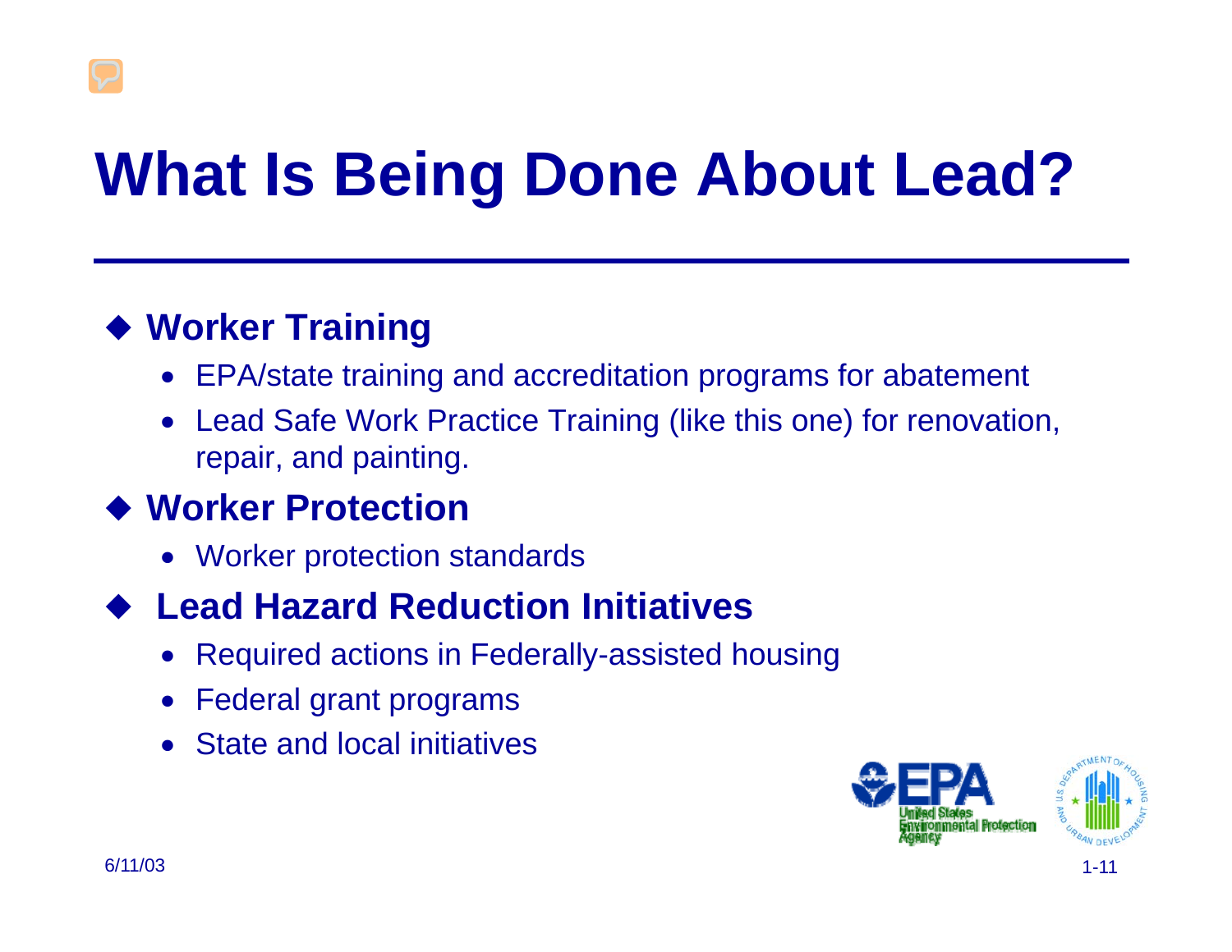# What Is Being Done About Lead?

- **Worker Training**
  - EPA/state training and accreditation programs for abatement
  - Lead Safe Work Practice Training (like this one) for renovation, repair, and painting.
- **Worker Protection**
  - Worker protection standards
- **Lead Hazard Reduction Initiatives**
  - Required actions in Federally-assisted housing
  - Federal grant programs
  - State and local initiatives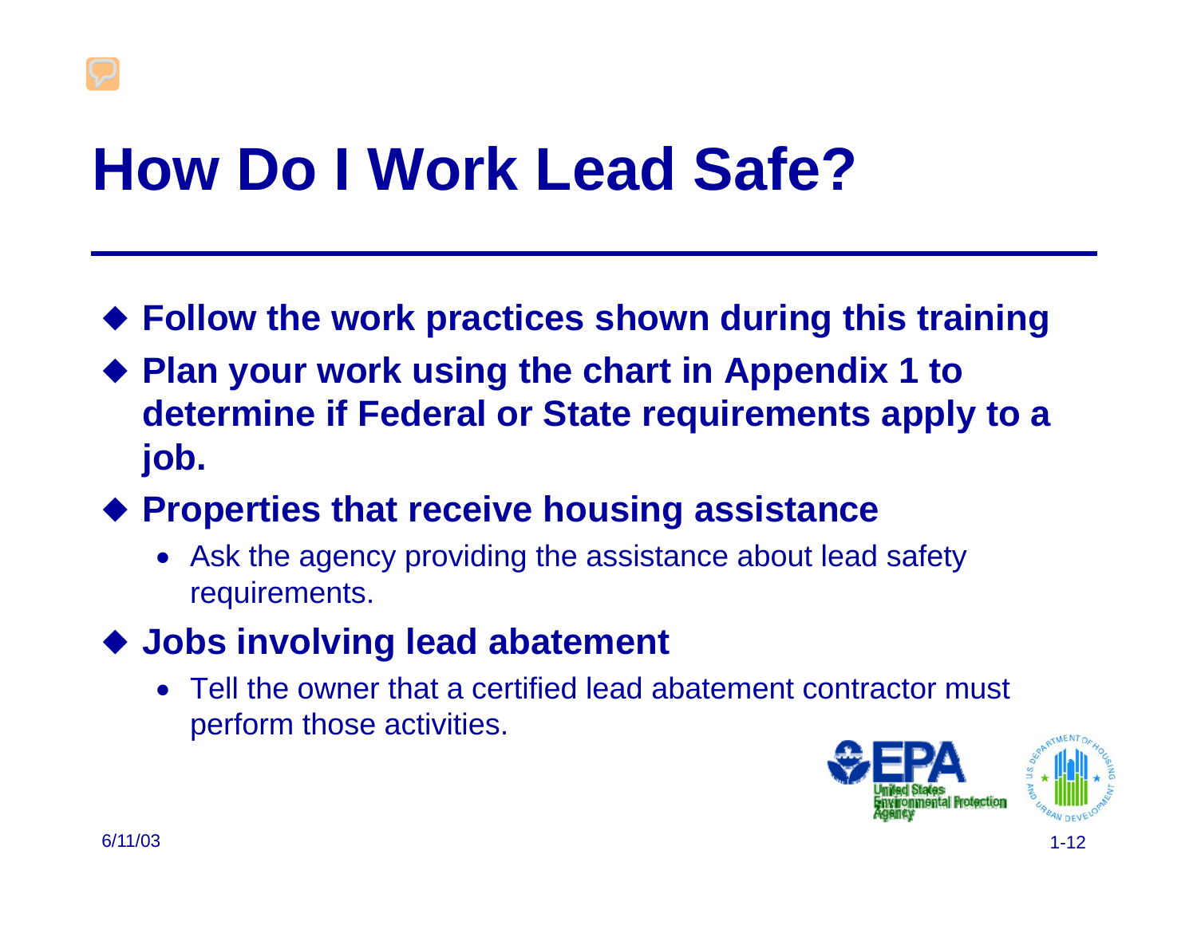# How Do I Work Lead Safe?

- **Follow the work practices shown during this training**
- **Plan your work using the chart in Appendix 1 to determine if Federal or State requirements apply to a job.**
- **Properties that receive housing assistance**
  - Ask the agency providing the assistance about lead safety requirements.
- **Jobs involving lead abatement**
  - Tell the owner that a certified lead abatement contractor must perform those activities.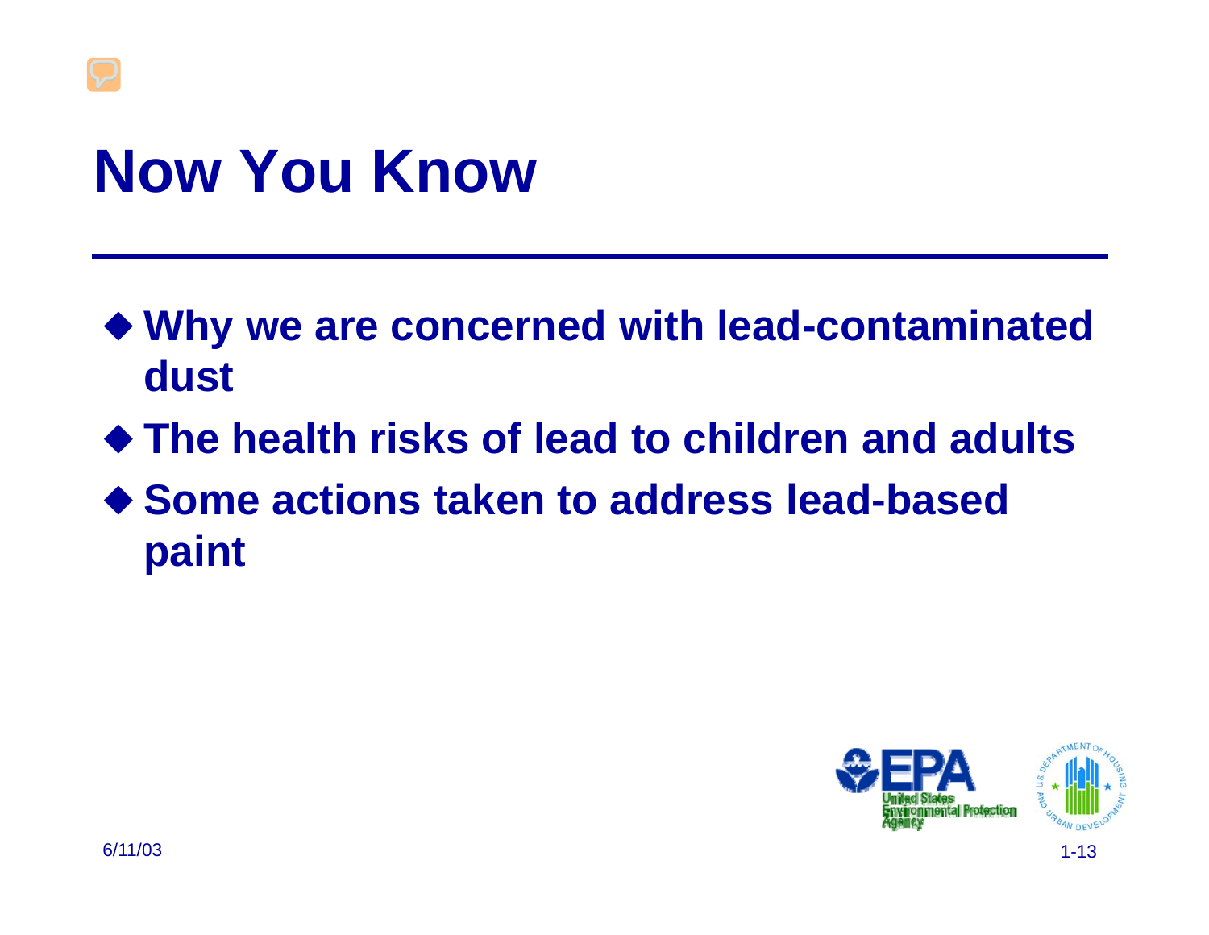# Now You Know

- Why we are concerned with lead-contaminated dust
- The health risks of lead to children and adults
- Some actions taken to address lead-based paint